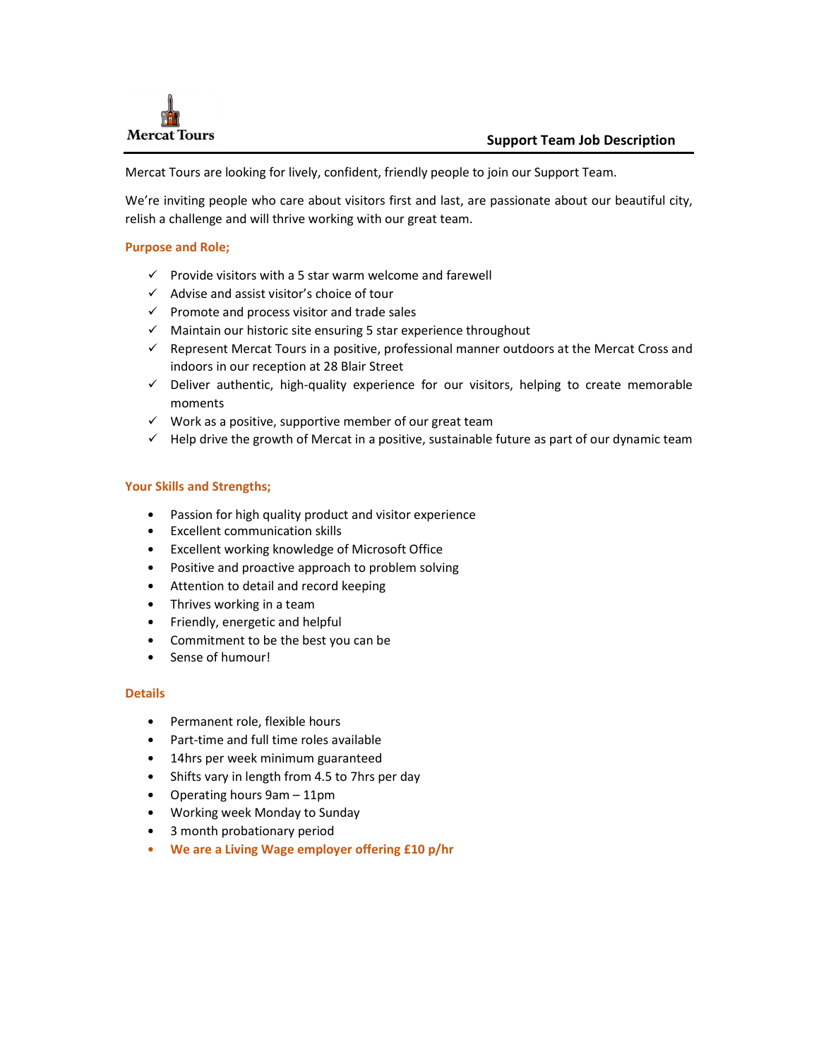Mercat Tours

# Support Team Job Description

Mercat Tours are looking for lively, confident, friendly people to join our Support Team.

We're inviting people who care about visitors first and last, are passionate about our beautiful city, relish a challenge and will thrive working with our great team.

## Purpose and Role;

- ✓ Provide visitors with a 5 star warm welcome and farewell
- ✓ Advise and assist visitor's choice of tour
- ✓ Promote and process visitor and trade sales
- ✓ Maintain our historic site ensuring 5 star experience throughout
- ✓ Represent Mercat Tours in a positive, professional manner outdoors at the Mercat Cross and indoors in our reception at 28 Blair Street
- ✓ Deliver authentic, high-quality experience for our visitors, helping to create memorable moments
- ✓ Work as a positive, supportive member of our great team
- ✓ Help drive the growth of Mercat in a positive, sustainable future as part of our dynamic team

## Your Skills and Strengths;

- Passion for high quality product and visitor experience
- Excellent communication skills
- Excellent working knowledge of Microsoft Office
- Positive and proactive approach to problem solving
- Attention to detail and record keeping
- Thrives working in a team
- Friendly, energetic and helpful
- Commitment to be the best you can be
- Sense of humour!

## Details

- Permanent role, flexible hours
- Part-time and full time roles available
- 14hrs per week minimum guaranteed
- Shifts vary in length from 4.5 to 7hrs per day
- Operating hours 9am – 11pm
- Working week Monday to Sunday
- 3 month probationary period
- **We are a Living Wage employer offering £10 p/hr**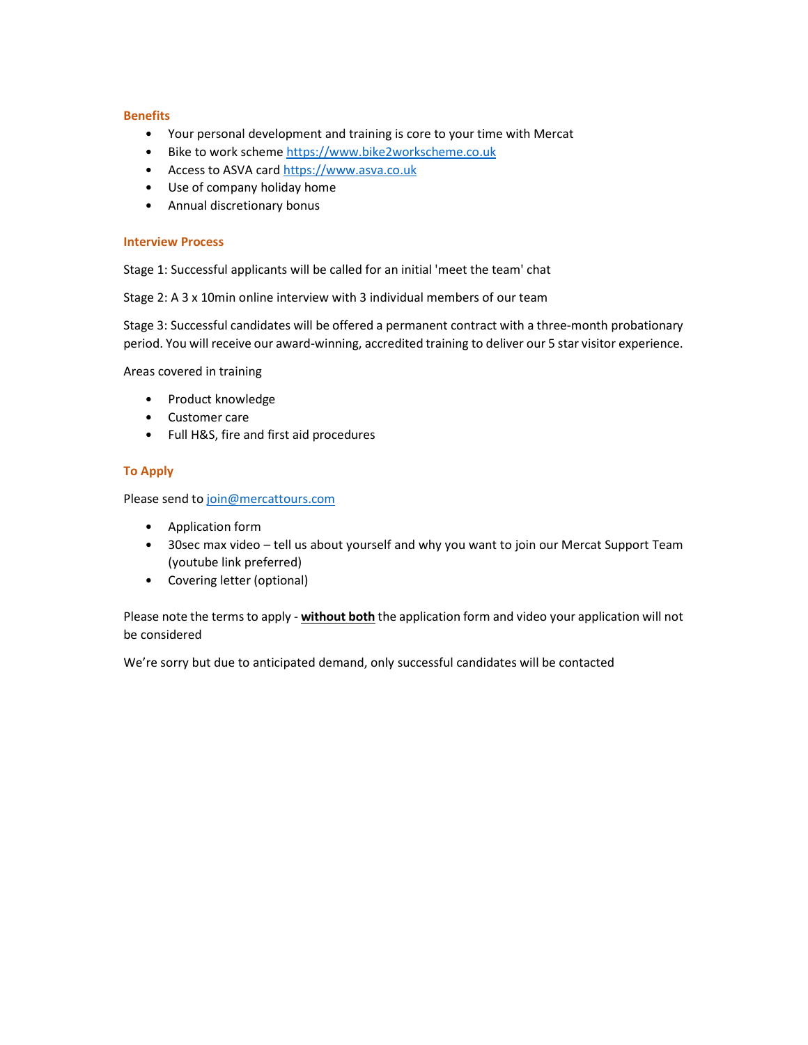## Benefits

- Your personal development and training is core to your time with Mercat
- Bike to work scheme https://www.bike2workscheme.co.uk
- Access to ASVA card https://www.asva.co.uk
- Use of company holiday home
- Annual discretionary bonus

## Interview Process

Stage 1: Successful applicants will be called for an initial 'meet the team' chat

Stage 2: A 3 x 10min online interview with 3 individual members of our team

Stage 3: Successful candidates will be offered a permanent contract with a three-month probationary period. You will receive our award-winning, accredited training to deliver our 5 star visitor experience.

Areas covered in training

- Product knowledge
- Customer care
- Full H&S, fire and first aid procedures

## To Apply

Please send to join@mercattours.com

- Application form
- 30sec max video – tell us about yourself and why you want to join our Mercat Support Team (youtube link preferred)
- Covering letter (optional)

Please note the terms to apply - **without both** the application form and video your application will not be considered

We're sorry but due to anticipated demand, only successful candidates will be contacted